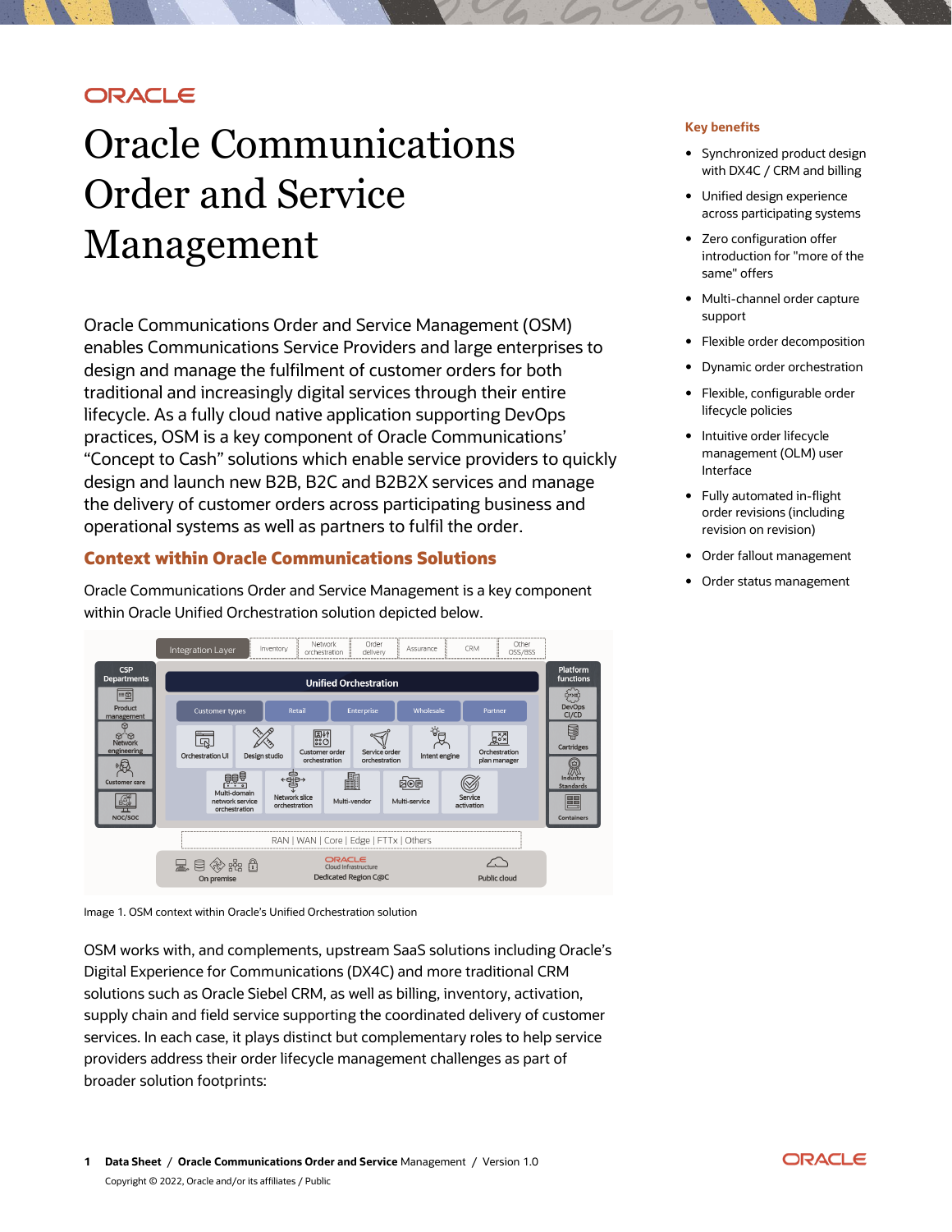# Oracle Communications Order and Service Management

Oracle Communications Order and Service Management (OSM) enables Communications Service Providers and large enterprises to design and manage the fulfilment of customer orders for both traditional and increasingly digital services through their entire lifecycle. As a fully cloud native application supporting DevOps practices, OSM is a key component of Oracle Communications' "Concept to Cash" solutions which enable service providers to quickly design and launch new B2B, B2C and B2B2X services and manage the delivery of customer orders across participating business and operational systems as well as partners to fulfil the order.

## Key benefits

- Synchronized product design with DX4C / CRM and billing
- Unified design experience across participating systems
- Zero configuration offer introduction for "more of the same" offers
- Multi-channel order capture support
- Flexible order decomposition
- Dynamic order orchestration
- Flexible, configurable order lifecycle policies
- Intuitive order lifecycle management (OLM) user Interface
- Fully automated in-flight order revisions (including revision on revision)
- Order fallout management
- Order status management

## Context within Oracle Communications Solutions

Oracle Communications Order and Service Management is a key component within Oracle Unified Orchestration solution depicted below.

Image 1. OSM context within Oracle's Unified Orchestration solution

OSM works with, and complements, upstream SaaS solutions including Oracle's Digital Experience for Communications (DX4C) and more traditional CRM solutions such as Oracle Siebel CRM, as well as billing, inventory, activation, supply chain and field service supporting the coordinated delivery of customer services. In each case, it plays distinct but complementary roles to help service providers address their order lifecycle management challenges as part of broader solution footprints: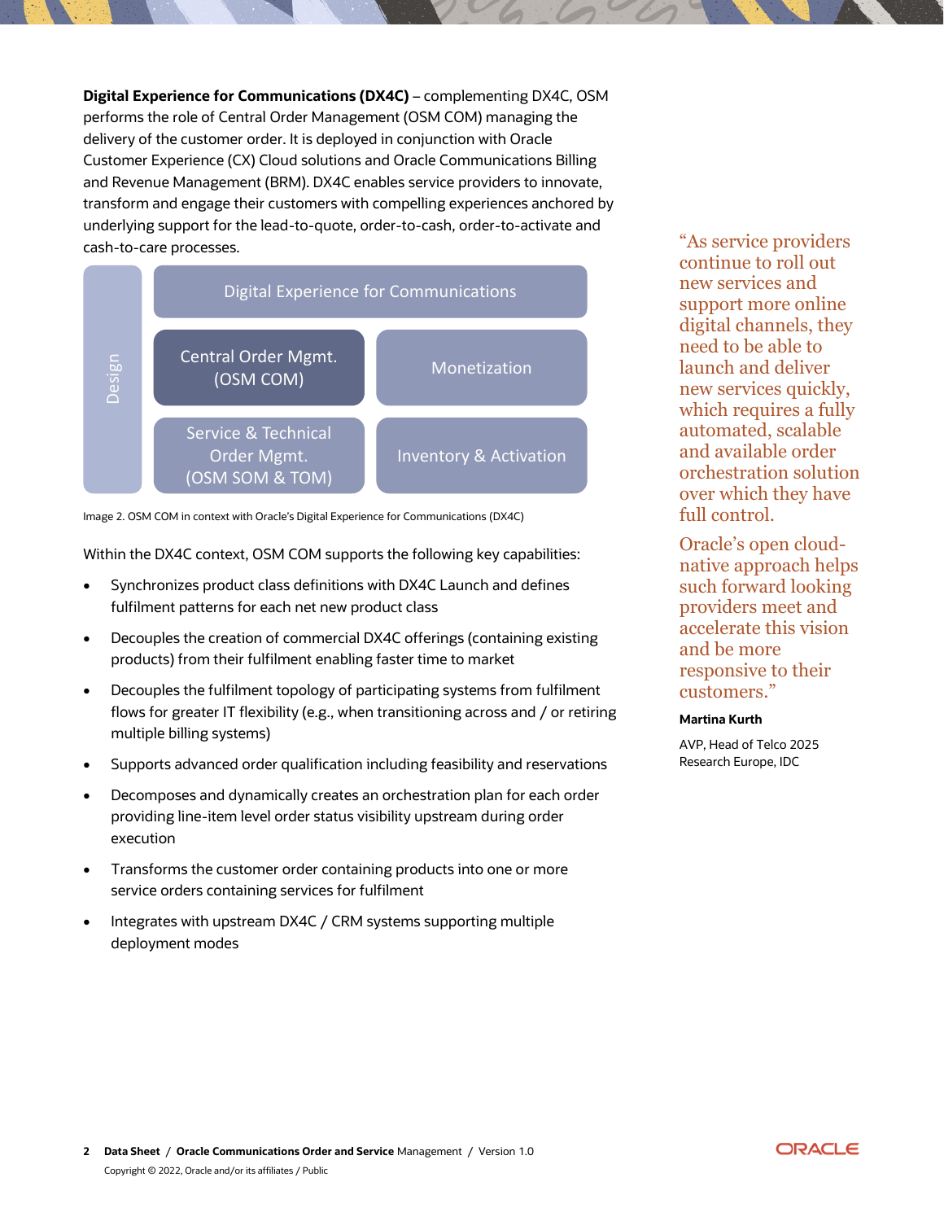**Digital Experience for Communications (DX4C)** – complementing DX4C, OSM performs the role of Central Order Management (OSM COM) managing the delivery of the customer order. It is deployed in conjunction with Oracle Customer Experience (CX) Cloud solutions and Oracle Communications Billing and Revenue Management (BRM). DX4C enables service providers to innovate, transform and engage their customers with compelling experiences anchored by underlying support for the lead-to-quote, order-to-cash, order-to-activate and cash-to-care processes.

Design

Digital Experience for Communications

Central Order Mgmt. (OSM COM)

Monetization

Service & Technical Order Mgmt. (OSM SOM & TOM)

Inventory & Activation

Image 2. OSM COM in context with Oracle's Digital Experience for Communications (DX4C)

Within the DX4C context, OSM COM supports the following key capabilities:

- Synchronizes product class definitions with DX4C Launch and defines fulfilment patterns for each net new product class
- Decouples the creation of commercial DX4C offerings (containing existing products) from their fulfilment enabling faster time to market
- Decouples the fulfilment topology of participating systems from fulfilment flows for greater IT flexibility (e.g., when transitioning across and / or retiring multiple billing systems)
- Supports advanced order qualification including feasibility and reservations
- Decomposes and dynamically creates an orchestration plan for each order providing line-item level order status visibility upstream during order execution
- Transforms the customer order containing products into one or more service orders containing services for fulfilment
- Integrates with upstream DX4C / CRM systems supporting multiple deployment modes

"As service providers continue to roll out new services and support more online digital channels, they need to be able to launch and deliver new services quickly, which requires a fully automated, scalable and available order orchestration solution over which they have full control.

Oracle's open cloud-native approach helps such forward looking providers meet and accelerate this vision and be more responsive to their customers."

**Martina Kurth**

AVP, Head of Telco 2025 Research Europe, IDC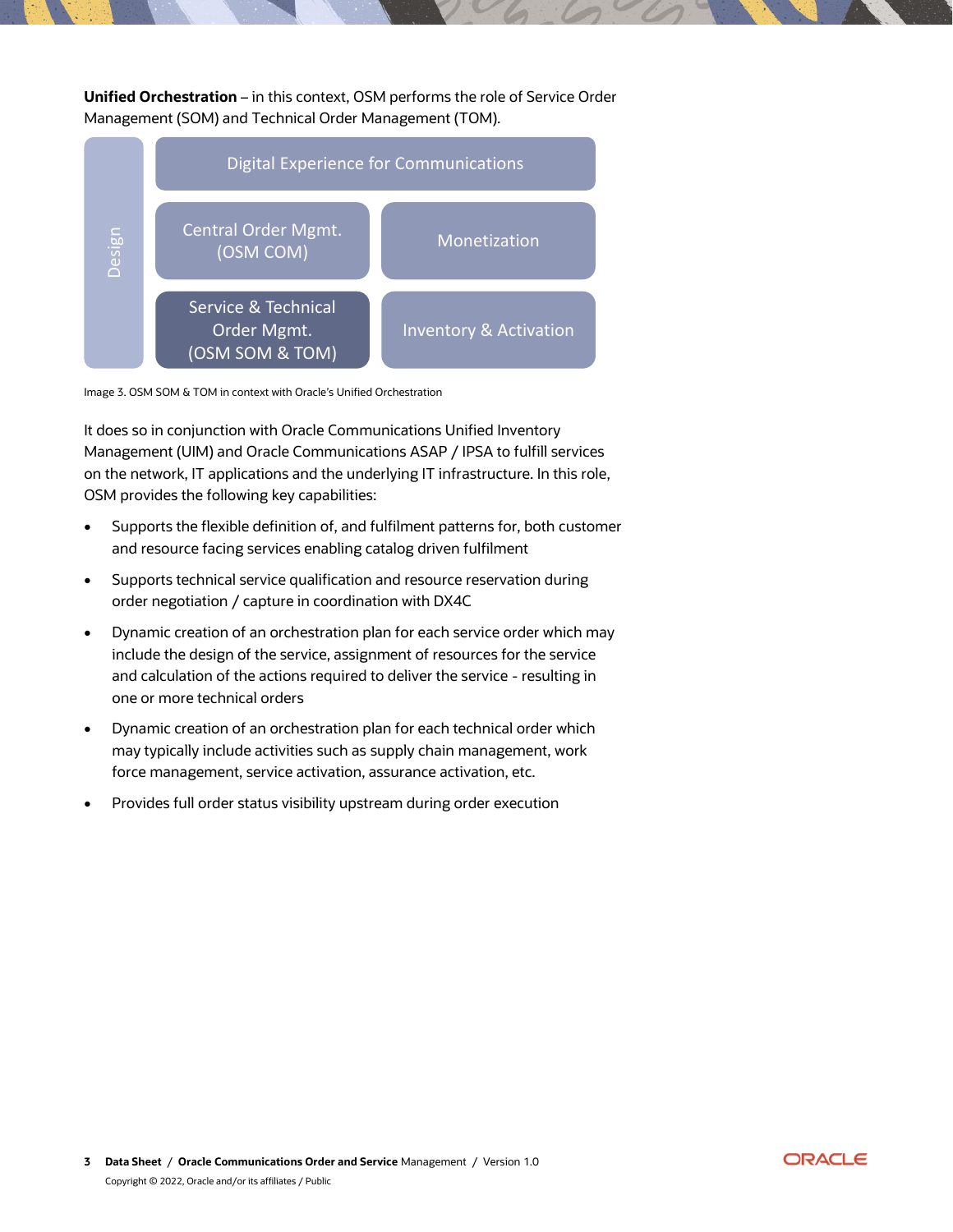**Unified Orchestration** – in this context, OSM performs the role of Service Order Management (SOM) and Technical Order Management (TOM).

| Design | Digital Experience for Communications | |
| --- | --- | --- |
| | Central Order Mgmt. (OSM COM) | Monetization |
| | Service & Technical Order Mgmt. (OSM SOM & TOM) | Inventory & Activation |

Image 3. OSM SOM & TOM in context with Oracle's Unified Orchestration

It does so in conjunction with Oracle Communications Unified Inventory Management (UIM) and Oracle Communications ASAP / IPSA to fulfill services on the network, IT applications and the underlying IT infrastructure. In this role, OSM provides the following key capabilities:

- Supports the flexible definition of, and fulfilment patterns for, both customer and resource facing services enabling catalog driven fulfilment
- Supports technical service qualification and resource reservation during order negotiation / capture in coordination with DX4C
- Dynamic creation of an orchestration plan for each service order which may include the design of the service, assignment of resources for the service and calculation of the actions required to deliver the service - resulting in one or more technical orders
- Dynamic creation of an orchestration plan for each technical order which may typically include activities such as supply chain management, work force management, service activation, assurance activation, etc.
- Provides full order status visibility upstream during order execution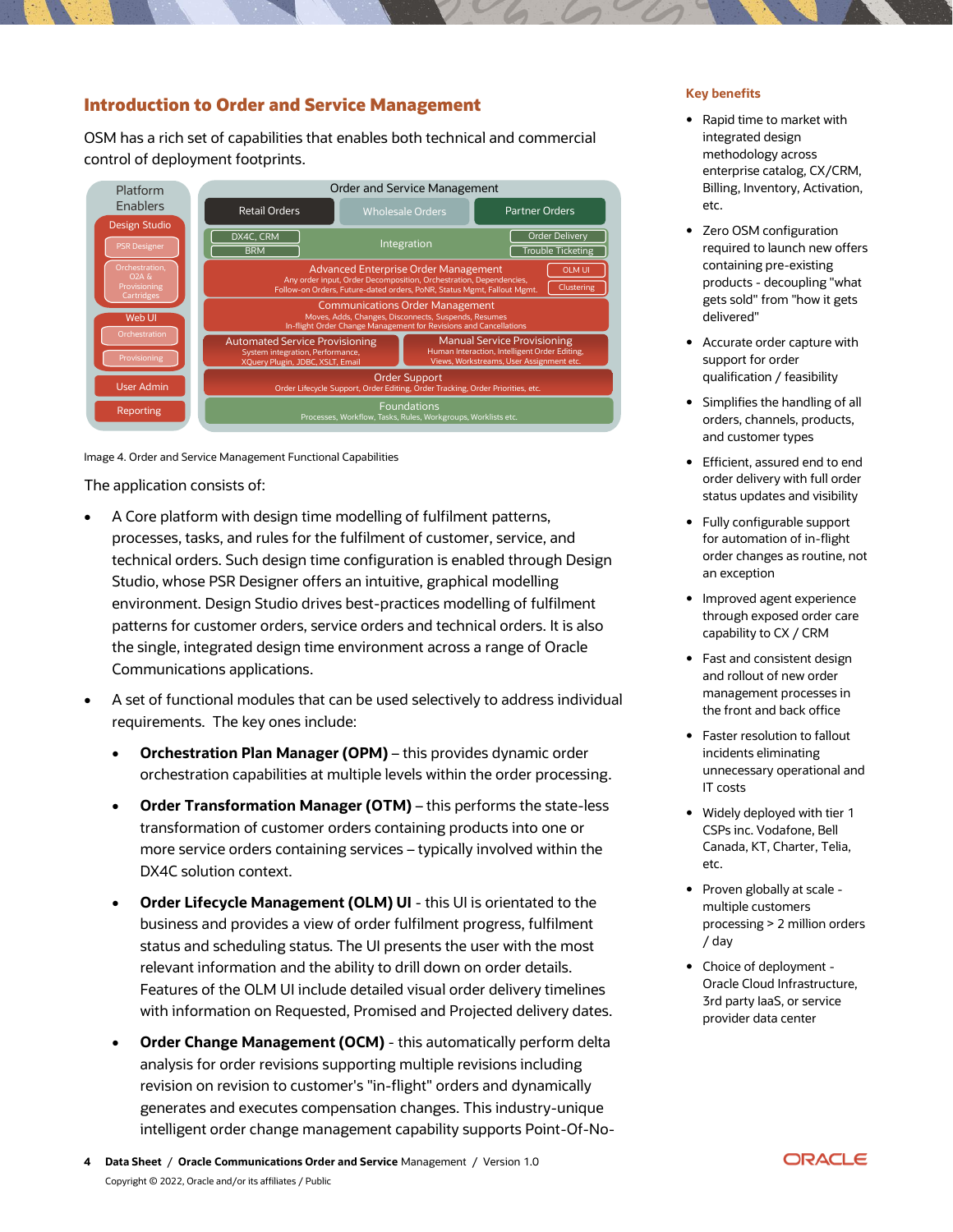## Introduction to Order and Service Management

OSM has a rich set of capabilities that enables both technical and commercial control of deployment footprints.

Image 4. Order and Service Management Functional Capabilities

The application consists of:

- A Core platform with design time modelling of fulfilment patterns, processes, tasks, and rules for the fulfilment of customer, service, and technical orders. Such design time configuration is enabled through Design Studio, whose PSR Designer offers an intuitive, graphical modelling environment. Design Studio drives best-practices modelling of fulfilment patterns for customer orders, service orders and technical orders. It is also the single, integrated design time environment across a range of Oracle Communications applications.
- A set of functional modules that can be used selectively to address individual requirements. The key ones include:
  - **Orchestration Plan Manager (OPM)** – this provides dynamic order orchestration capabilities at multiple levels within the order processing.
  - **Order Transformation Manager (OTM)** – this performs the state-less transformation of customer orders containing products into one or more service orders containing services – typically involved within the DX4C solution context.
  - **Order Lifecycle Management (OLM) UI** - this UI is orientated to the business and provides a view of order fulfilment progress, fulfilment status and scheduling status. The UI presents the user with the most relevant information and the ability to drill down on order details. Features of the OLM UI include detailed visual order delivery timelines with information on Requested, Promised and Projected delivery dates.
  - **Order Change Management (OCM)** - this automatically perform delta analysis for order revisions supporting multiple revisions including revision on revision to customer's "in-flight" orders and dynamically generates and executes compensation changes. This industry-unique intelligent order change management capability supports Point-Of-No-

### Key benefits

- Rapid time to market with integrated design methodology across enterprise catalog, CX/CRM, Billing, Inventory, Activation, etc.
- Zero OSM configuration required to launch new offers containing pre-existing products - decoupling "what gets sold" from "how it gets delivered"
- Accurate order capture with support for order qualification / feasibility
- Simplifies the handling of all orders, channels, products, and customer types
- Efficient, assured end to end order delivery with full order status updates and visibility
- Fully configurable support for automation of in-flight order changes as routine, not an exception
- Improved agent experience through exposed order care capability to CX / CRM
- Fast and consistent design and rollout of new order management processes in the front and back office
- Faster resolution to fallout incidents eliminating unnecessary operational and IT costs
- Widely deployed with tier 1 CSPs inc. Vodafone, Bell Canada, KT, Charter, Telia, etc.
- Proven globally at scale - multiple customers processing > 2 million orders / day
- Choice of deployment - Oracle Cloud Infrastructure, 3rd party IaaS, or service provider data center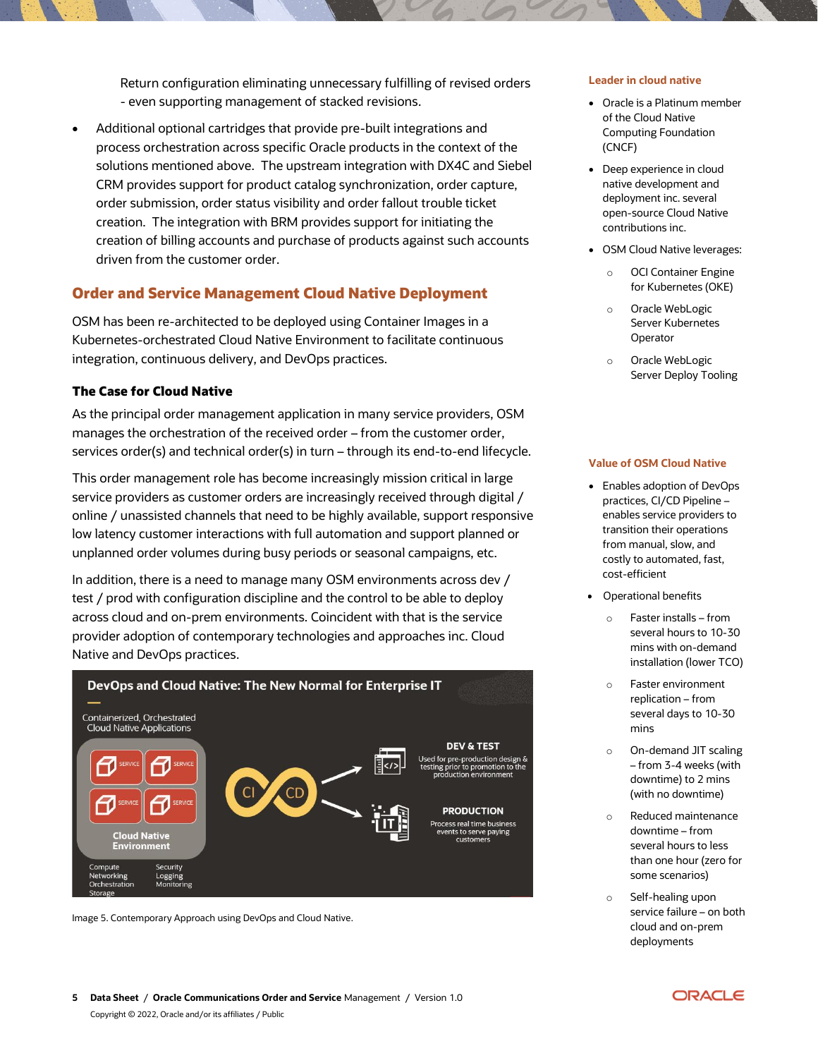Return configuration eliminating unnecessary fulfilling of revised orders - even supporting management of stacked revisions.

- Additional optional cartridges that provide pre-built integrations and process orchestration across specific Oracle products in the context of the solutions mentioned above. The upstream integration with DX4C and Siebel CRM provides support for product catalog synchronization, order capture, order submission, order status visibility and order fallout trouble ticket creation. The integration with BRM provides support for initiating the creation of billing accounts and purchase of products against such accounts driven from the customer order.

## Order and Service Management Cloud Native Deployment

OSM has been re-architected to be deployed using Container Images in a Kubernetes-orchestrated Cloud Native Environment to facilitate continuous integration, continuous delivery, and DevOps practices.

### The Case for Cloud Native

As the principal order management application in many service providers, OSM manages the orchestration of the received order – from the customer order, services order(s) and technical order(s) in turn – through its end-to-end lifecycle.

This order management role has become increasingly mission critical in large service providers as customer orders are increasingly received through digital / online / unassisted channels that need to be highly available, support responsive low latency customer interactions with full automation and support planned or unplanned order volumes during busy periods or seasonal campaigns, etc.

In addition, there is a need to manage many OSM environments across dev / test / prod with configuration discipline and the control to be able to deploy across cloud and on-prem environments. Coincident with that is the service provider adoption of contemporary technologies and approaches inc. Cloud Native and DevOps practices.

Image 5. Contemporary Approach using DevOps and Cloud Native.

#### Leader in cloud native

- Oracle is a Platinum member of the Cloud Native Computing Foundation (CNCF)
- Deep experience in cloud native development and deployment inc. several open-source Cloud Native contributions inc.
- OSM Cloud Native leverages:
  - OCI Container Engine for Kubernetes (OKE)
  - Oracle WebLogic Server Kubernetes Operator
  - Oracle WebLogic Server Deploy Tooling

#### Value of OSM Cloud Native

- Enables adoption of DevOps practices, CI/CD Pipeline – enables service providers to transition their operations from manual, slow, and costly to automated, fast, cost-efficient
- Operational benefits
  - Faster installs – from several hours to 10-30 mins with on-demand installation (lower TCO)
  - Faster environment replication – from several days to 10-30 mins
  - On-demand JIT scaling – from 3-4 weeks (with downtime) to 2 mins (with no downtime)
  - Reduced maintenance downtime – from several hours to less than one hour (zero for some scenarios)
  - Self-healing upon service failure – on both cloud and on-prem deployments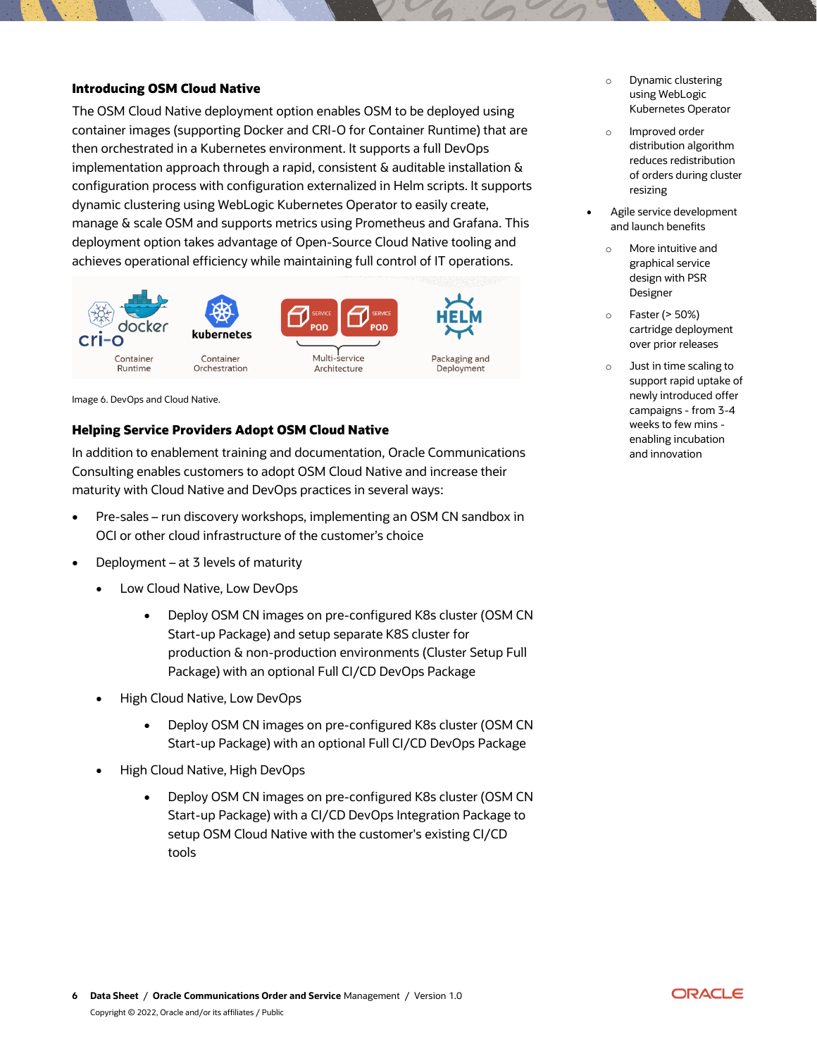## Introducing OSM Cloud Native

The OSM Cloud Native deployment option enables OSM to be deployed using container images (supporting Docker and CRI-O for Container Runtime) that are then orchestrated in a Kubernetes environment. It supports a full DevOps implementation approach through a rapid, consistent & auditable installation & configuration process with configuration externalized in Helm scripts. It supports dynamic clustering using WebLogic Kubernetes Operator to easily create, manage & scale OSM and supports metrics using Prometheus and Grafana. This deployment option takes advantage of Open-Source Cloud Native tooling and achieves operational efficiency while maintaining full control of IT operations.

Image 6. DevOps and Cloud Native.

## Helping Service Providers Adopt OSM Cloud Native

In addition to enablement training and documentation, Oracle Communications Consulting enables customers to adopt OSM Cloud Native and increase their maturity with Cloud Native and DevOps practices in several ways:

- Pre-sales – run discovery workshops, implementing an OSM CN sandbox in OCI or other cloud infrastructure of the customer's choice
- Deployment – at 3 levels of maturity
  - Low Cloud Native, Low DevOps
    - Deploy OSM CN images on pre-configured K8s cluster (OSM CN Start-up Package) and setup separate K8S cluster for production & non-production environments (Cluster Setup Full Package) with an optional Full CI/CD DevOps Package
  - High Cloud Native, Low DevOps
    - Deploy OSM CN images on pre-configured K8s cluster (OSM CN Start-up Package) with an optional Full CI/CD DevOps Package
  - High Cloud Native, High DevOps
    - Deploy OSM CN images on pre-configured K8s cluster (OSM CN Start-up Package) with a CI/CD DevOps Integration Package to setup OSM Cloud Native with the customer's existing CI/CD tools

  - Dynamic clustering using WebLogic Kubernetes Operator
  - Improved order distribution algorithm reduces redistribution of orders during cluster resizing
- Agile service development and launch benefits
  - More intuitive and graphical service design with PSR Designer
  - Faster (> 50%) cartridge deployment over prior releases
  - Just in time scaling to support rapid uptake of newly introduced offer campaigns - from 3-4 weeks to few mins - enabling incubation and innovation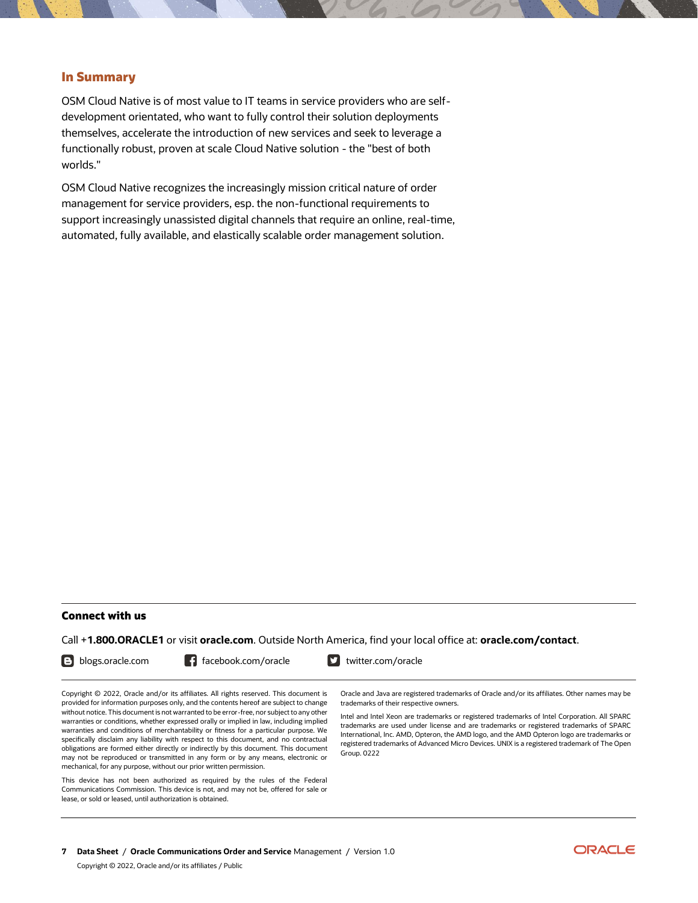## In Summary

OSM Cloud Native is of most value to IT teams in service providers who are self-development orientated, who want to fully control their solution deployments themselves, accelerate the introduction of new services and seek to leverage a functionally robust, proven at scale Cloud Native solution - the "best of both worlds."

OSM Cloud Native recognizes the increasingly mission critical nature of order management for service providers, esp. the non-functional requirements to support increasingly unassisted digital channels that require an online, real-time, automated, fully available, and elastically scalable order management solution.

### Connect with us

Call +**1.800.ORACLE1** or visit **oracle.com**. Outside North America, find your local office at: **oracle.com/contact**.

blogs.oracle.com facebook.com/oracle twitter.com/oracle

Copyright © 2022, Oracle and/or its affiliates. All rights reserved. This document is provided for information purposes only, and the contents hereof are subject to change without notice. This document is not warranted to be error-free, nor subject to any other warranties or conditions, whether expressed orally or implied in law, including implied warranties and conditions of merchantability or fitness for a particular purpose. We specifically disclaim any liability with respect to this document, and no contractual obligations are formed either directly or indirectly by this document. This document may not be reproduced or transmitted in any form or by any means, electronic or mechanical, for any purpose, without our prior written permission.

This device has not been authorized as required by the rules of the Federal Communications Commission. This device is not, and may not be, offered for sale or lease, or sold or leased, until authorization is obtained.

Oracle and Java are registered trademarks of Oracle and/or its affiliates. Other names may be trademarks of their respective owners.

Intel and Intel Xeon are trademarks or registered trademarks of Intel Corporation. All SPARC trademarks are used under license and are trademarks or registered trademarks of SPARC International, Inc. AMD, Opteron, the AMD logo, and the AMD Opteron logo are trademarks or registered trademarks of Advanced Micro Devices. UNIX is a registered trademark of The Open Group. 0222